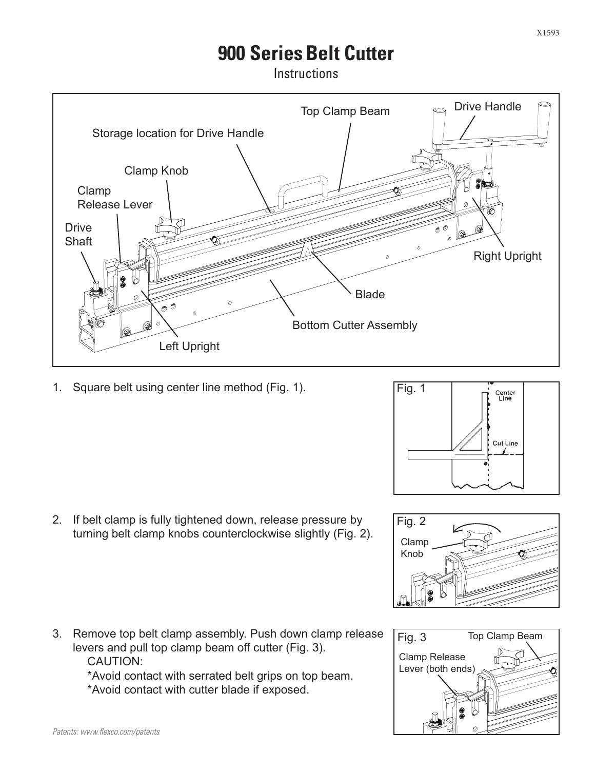# 900 Series Belt Cutter

Instructions

Top Clamp Beam

Drive Handle

Storage location for Drive Handle

Clamp Knob

Clamp Release Lever

Drive Shaft

Right Upright

Blade

Bottom Cutter Assembly

Left Upright

1. Square belt using center line method (Fig. 1).

Fig. 1

Center Line

Cut Line

2. If belt clamp is fully tightened down, release pressure by turning belt clamp knobs counterclockwise slightly (Fig. 2).

Fig. 2

Clamp Knob

3. Remove top belt clamp assembly. Push down clamp release levers and pull top clamp beam off cutter (Fig. 3).
   CAUTION:
   *Avoid contact with serrated belt grips on top beam.
   *Avoid contact with cutter blade if exposed.

Fig. 3

Top Clamp Beam

Clamp Release Lever (both ends)

*Patents: www.flexco.com/patents*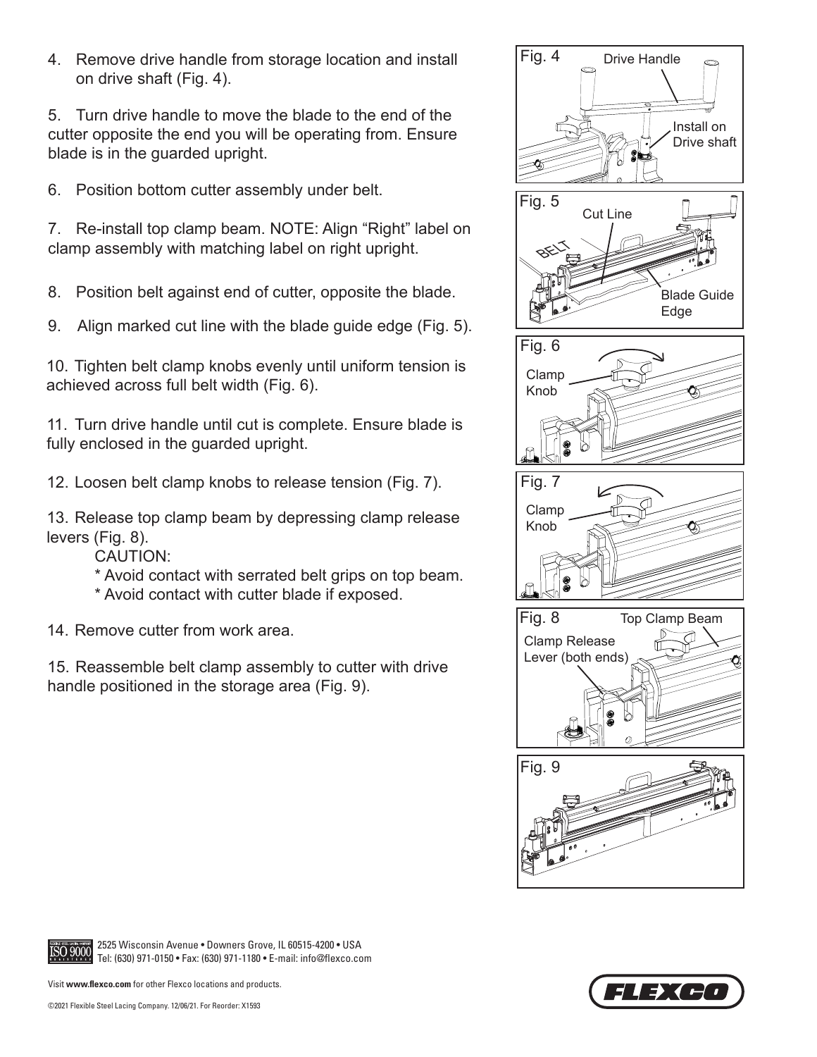4. Remove drive handle from storage location and install on drive shaft (Fig. 4).

5. Turn drive handle to move the blade to the end of the cutter opposite the end you will be operating from. Ensure blade is in the guarded upright.

6. Position bottom cutter assembly under belt.

7. Re-install top clamp beam. NOTE: Align "Right" label on clamp assembly with matching label on right upright.

8. Position belt against end of cutter, opposite the blade.

9. Align marked cut line with the blade guide edge (Fig. 5).

10. Tighten belt clamp knobs evenly until uniform tension is achieved across full belt width (Fig. 6).

11. Turn drive handle until cut is complete. Ensure blade is fully enclosed in the guarded upright.

12. Loosen belt clamp knobs to release tension (Fig. 7).

13. Release top clamp beam by depressing clamp release levers (Fig. 8).

CAUTION:

* Avoid contact with serrated belt grips on top beam.
* Avoid contact with cutter blade if exposed.

14. Remove cutter from work area.

15. Reassemble belt clamp assembly to cutter with drive handle positioned in the storage area (Fig. 9).

Fig. 4
Drive Handle
Install on Drive shaft

Fig. 5
Cut Line
BELT
Blade Guide Edge

Fig. 6
Clamp Knob

Fig. 7
Clamp Knob

Fig. 8
Top Clamp Beam
Clamp Release Lever (both ends)

Fig. 9

2525 Wisconsin Avenue • Downers Grove, IL 60515-4200 • USA
Tel: (630) 971-0150 • Fax: (630) 971-1180 • E-mail: info@flexco.com

Visit **www.flexco.com** for other Flexco locations and products.

©2021 Flexible Steel Lacing Company. 12/06/21. For Reorder: X1593